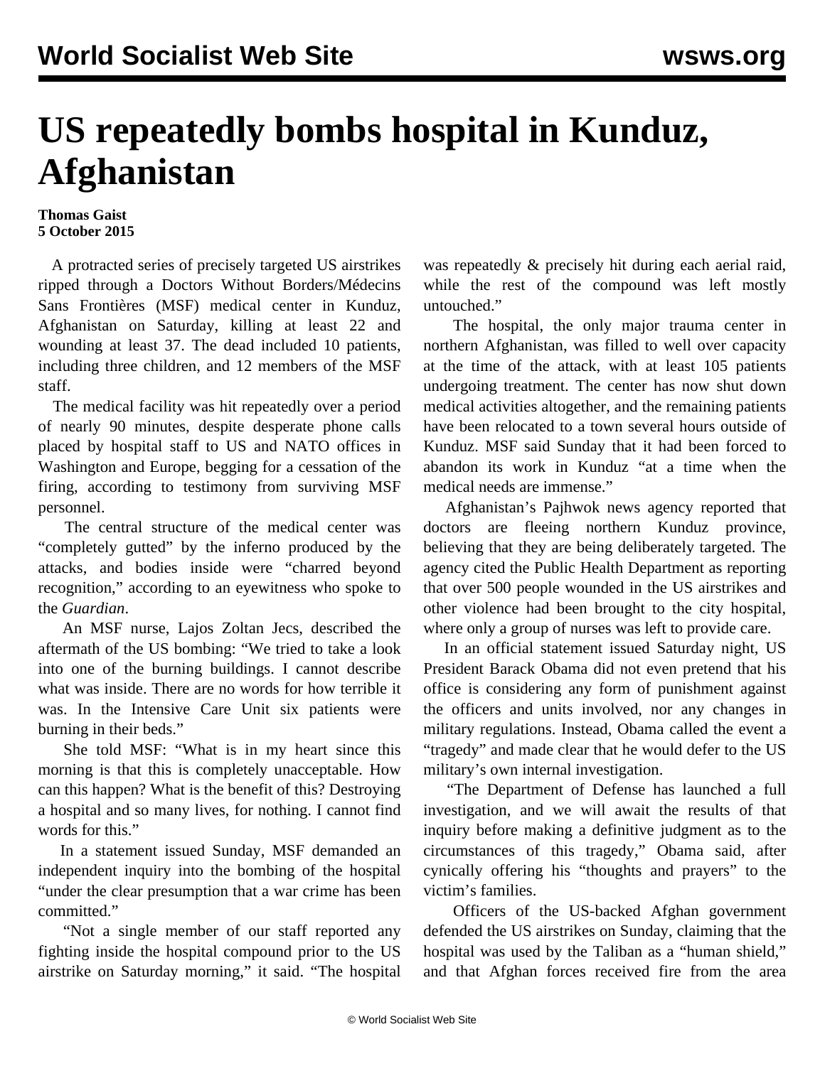# US repeatedly bombs hospital in Kunduz, Afghanistan

**Thomas Gaist**
**5 October 2015**

A protracted series of precisely targeted US airstrikes ripped through a Doctors Without Borders/Médecins Sans Frontières (MSF) medical center in Kunduz, Afghanistan on Saturday, killing at least 22 and wounding at least 37. The dead included 10 patients, including three children, and 12 members of the MSF staff.

The medical facility was hit repeatedly over a period of nearly 90 minutes, despite desperate phone calls placed by hospital staff to US and NATO offices in Washington and Europe, begging for a cessation of the firing, according to testimony from surviving MSF personnel.

The central structure of the medical center was "completely gutted" by the inferno produced by the attacks, and bodies inside were "charred beyond recognition," according to an eyewitness who spoke to the *Guardian*.

An MSF nurse, Lajos Zoltan Jecs, described the aftermath of the US bombing: "We tried to take a look into one of the burning buildings. I cannot describe what was inside. There are no words for how terrible it was. In the Intensive Care Unit six patients were burning in their beds."

She told MSF: "What is in my heart since this morning is that this is completely unacceptable. How can this happen? What is the benefit of this? Destroying a hospital and so many lives, for nothing. I cannot find words for this."

In a statement issued Sunday, MSF demanded an independent inquiry into the bombing of the hospital "under the clear presumption that a war crime has been committed."

"Not a single member of our staff reported any fighting inside the hospital compound prior to the US airstrike on Saturday morning," it said. "The hospital was repeatedly & precisely hit during each aerial raid, while the rest of the compound was left mostly untouched."

The hospital, the only major trauma center in northern Afghanistan, was filled to well over capacity at the time of the attack, with at least 105 patients undergoing treatment. The center has now shut down medical activities altogether, and the remaining patients have been relocated to a town several hours outside of Kunduz. MSF said Sunday that it had been forced to abandon its work in Kunduz "at a time when the medical needs are immense."

Afghanistan's Pajhwok news agency reported that doctors are fleeing northern Kunduz province, believing that they are being deliberately targeted. The agency cited the Public Health Department as reporting that over 500 people wounded in the US airstrikes and other violence had been brought to the city hospital, where only a group of nurses was left to provide care.

In an official statement issued Saturday night, US President Barack Obama did not even pretend that his office is considering any form of punishment against the officers and units involved, nor any changes in military regulations. Instead, Obama called the event a "tragedy" and made clear that he would defer to the US military's own internal investigation.

"The Department of Defense has launched a full investigation, and we will await the results of that inquiry before making a definitive judgment as to the circumstances of this tragedy," Obama said, after cynically offering his "thoughts and prayers" to the victim's families.

Officers of the US-backed Afghan government defended the US airstrikes on Sunday, claiming that the hospital was used by the Taliban as a "human shield," and that Afghan forces received fire from the area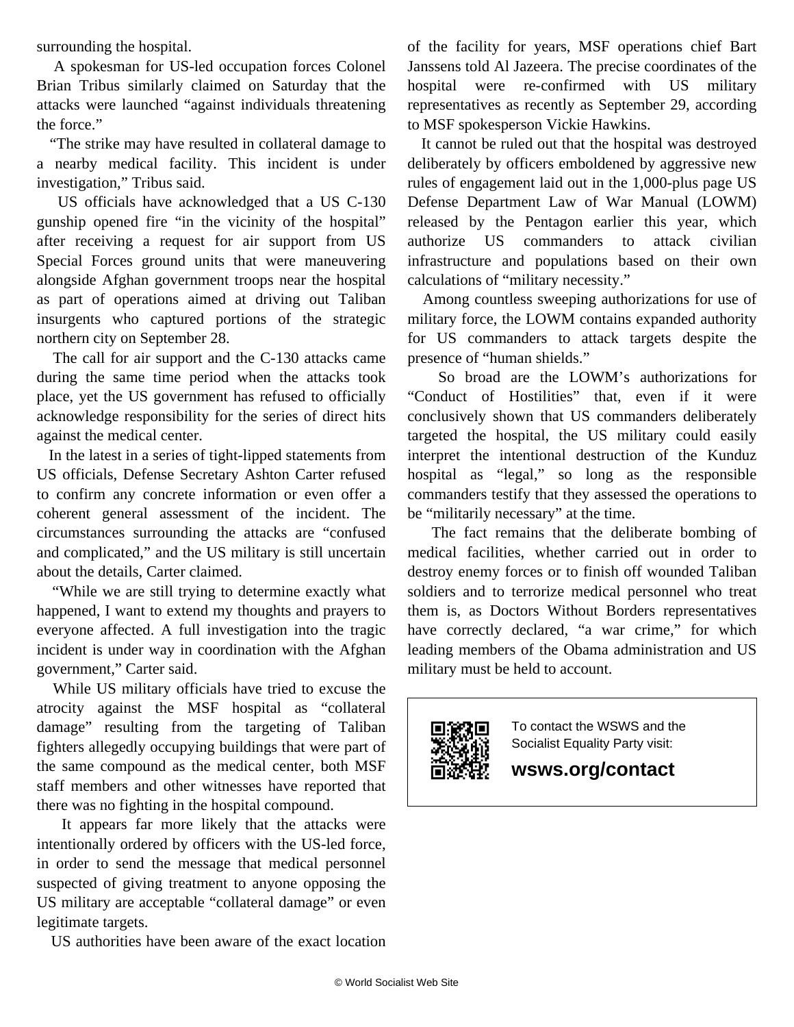surrounding the hospital.

A spokesman for US-led occupation forces Colonel Brian Tribus similarly claimed on Saturday that the attacks were launched "against individuals threatening the force."

"The strike may have resulted in collateral damage to a nearby medical facility. This incident is under investigation," Tribus said.

US officials have acknowledged that a US C-130 gunship opened fire "in the vicinity of the hospital" after receiving a request for air support from US Special Forces ground units that were maneuvering alongside Afghan government troops near the hospital as part of operations aimed at driving out Taliban insurgents who captured portions of the strategic northern city on September 28.

The call for air support and the C-130 attacks came during the same time period when the attacks took place, yet the US government has refused to officially acknowledge responsibility for the series of direct hits against the medical center.

In the latest in a series of tight-lipped statements from US officials, Defense Secretary Ashton Carter refused to confirm any concrete information or even offer a coherent general assessment of the incident. The circumstances surrounding the attacks are "confused and complicated," and the US military is still uncertain about the details, Carter claimed.

"While we are still trying to determine exactly what happened, I want to extend my thoughts and prayers to everyone affected. A full investigation into the tragic incident is under way in coordination with the Afghan government," Carter said.

While US military officials have tried to excuse the atrocity against the MSF hospital as "collateral damage" resulting from the targeting of Taliban fighters allegedly occupying buildings that were part of the same compound as the medical center, both MSF staff members and other witnesses have reported that there was no fighting in the hospital compound.

It appears far more likely that the attacks were intentionally ordered by officers with the US-led force, in order to send the message that medical personnel suspected of giving treatment to anyone opposing the US military are acceptable "collateral damage" or even legitimate targets.

US authorities have been aware of the exact location of the facility for years, MSF operations chief Bart Janssens told Al Jazeera. The precise coordinates of the hospital were re-confirmed with US military representatives as recently as September 29, according to MSF spokesperson Vickie Hawkins.

It cannot be ruled out that the hospital was destroyed deliberately by officers emboldened by aggressive new rules of engagement laid out in the 1,000-plus page US Defense Department Law of War Manual (LOWM) released by the Pentagon earlier this year, which authorize US commanders to attack civilian infrastructure and populations based on their own calculations of "military necessity."

Among countless sweeping authorizations for use of military force, the LOWM contains expanded authority for US commanders to attack targets despite the presence of "human shields."

So broad are the LOWM's authorizations for "Conduct of Hostilities" that, even if it were conclusively shown that US commanders deliberately targeted the hospital, the US military could easily interpret the intentional destruction of the Kunduz hospital as "legal," so long as the responsible commanders testify that they assessed the operations to be "militarily necessary" at the time.

The fact remains that the deliberate bombing of medical facilities, whether carried out in order to destroy enemy forces or to finish off wounded Taliban soldiers and to terrorize medical personnel who treat them is, as Doctors Without Borders representatives have correctly declared, "a war crime," for which leading members of the Obama administration and US military must be held to account.

To contact the WSWS and the Socialist Equality Party visit:

**wsws.org/contact**